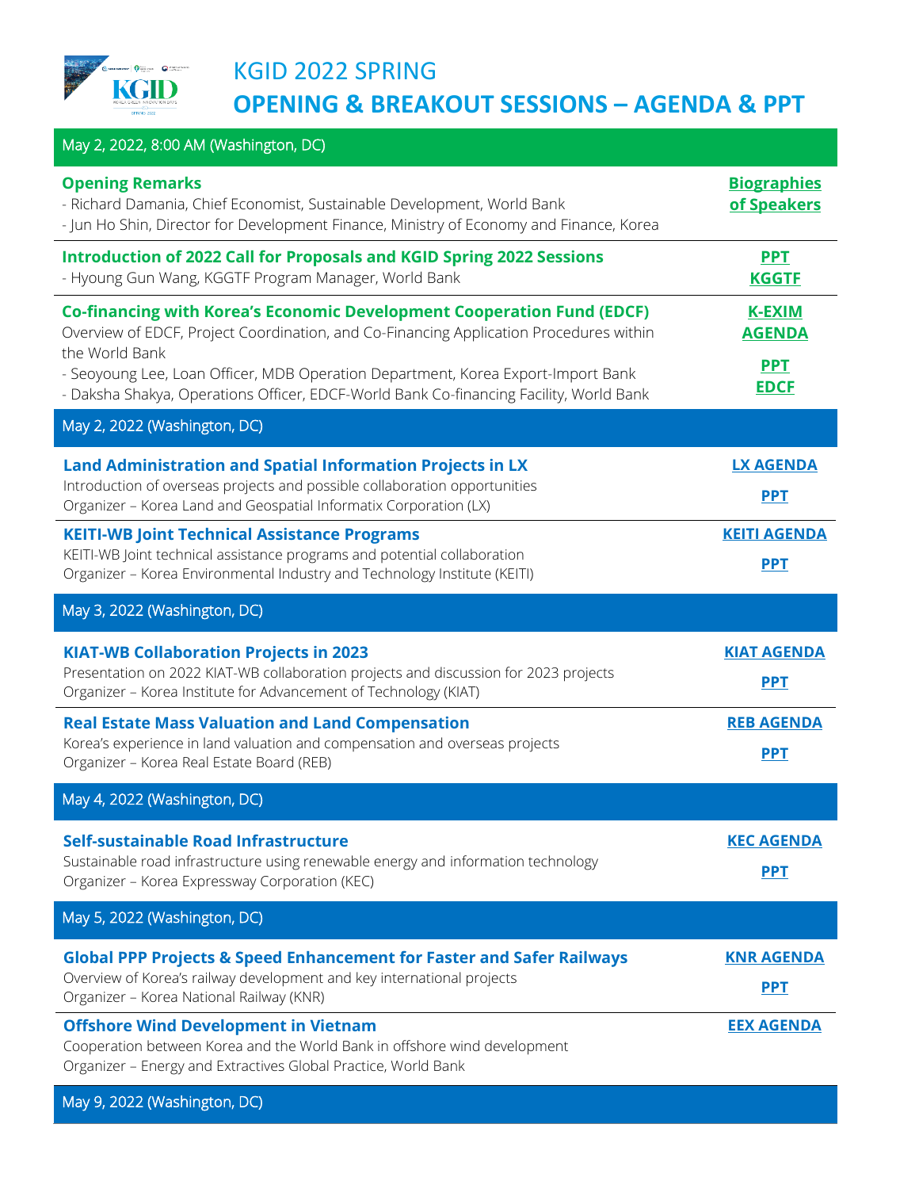# KGID 2022 SPRING

## OPENING & BREAKOUT SESSIONS – AGENDA & PPT

| May 2, 2022, 8:00 AM (Washington, DC) | |
|---|---|
| **Opening Remarks**<br>- Richard Damania, Chief Economist, Sustainable Development, World Bank<br>- Jun Ho Shin, Director for Development Finance, Ministry of Economy and Finance, Korea | **Biographies of Speakers** |
| **Introduction of 2022 Call for Proposals and KGID Spring 2022 Sessions**<br>- Hyoung Gun Wang, KGGTF Program Manager, World Bank | **PPT KGGTF** |
| **Co-financing with Korea's Economic Development Cooperation Fund (EDCF)**<br>Overview of EDCF, Project Coordination, and Co-Financing Application Procedures within the World Bank<br>- Seoyoung Lee, Loan Officer, MDB Operation Department, Korea Export-Import Bank<br>- Daksha Shakya, Operations Officer, EDCF-World Bank Co-financing Facility, World Bank | **K-EXIM AGENDA**<br>**PPT EDCF** |
| **May 2, 2022 (Washington, DC)** | |
| **Land Administration and Spatial Information Projects in LX**<br>Introduction of overseas projects and possible collaboration opportunities<br>Organizer – Korea Land and Geospatial Informatix Corporation (LX) | **LX AGENDA**<br>**PPT** |
| **KEITI-WB Joint Technical Assistance Programs**<br>KEITI-WB Joint technical assistance programs and potential collaboration<br>Organizer – Korea Environmental Industry and Technology Institute (KEITI) | **KEITI AGENDA**<br>**PPT** |
| **May 3, 2022 (Washington, DC)** | |
| **KIAT-WB Collaboration Projects in 2023**<br>Presentation on 2022 KIAT-WB collaboration projects and discussion for 2023 projects<br>Organizer – Korea Institute for Advancement of Technology (KIAT) | **KIAT AGENDA**<br>**PPT** |
| **Real Estate Mass Valuation and Land Compensation**<br>Korea's experience in land valuation and compensation and overseas projects<br>Organizer – Korea Real Estate Board (REB) | **REB AGENDA**<br>**PPT** |
| **May 4, 2022 (Washington, DC)** | |
| **Self-sustainable Road Infrastructure**<br>Sustainable road infrastructure using renewable energy and information technology<br>Organizer – Korea Expressway Corporation (KEC) | **KEC AGENDA**<br>**PPT** |
| **May 5, 2022 (Washington, DC)** | |
| **Global PPP Projects & Speed Enhancement for Faster and Safer Railways**<br>Overview of Korea's railway development and key international projects<br>Organizer – Korea National Railway (KNR) | **KNR AGENDA**<br>**PPT** |
| **Offshore Wind Development in Vietnam**<br>Cooperation between Korea and the World Bank in offshore wind development<br>Organizer – Energy and Extractives Global Practice, World Bank | **EEX AGENDA** |
| **May 9, 2022 (Washington, DC)** | |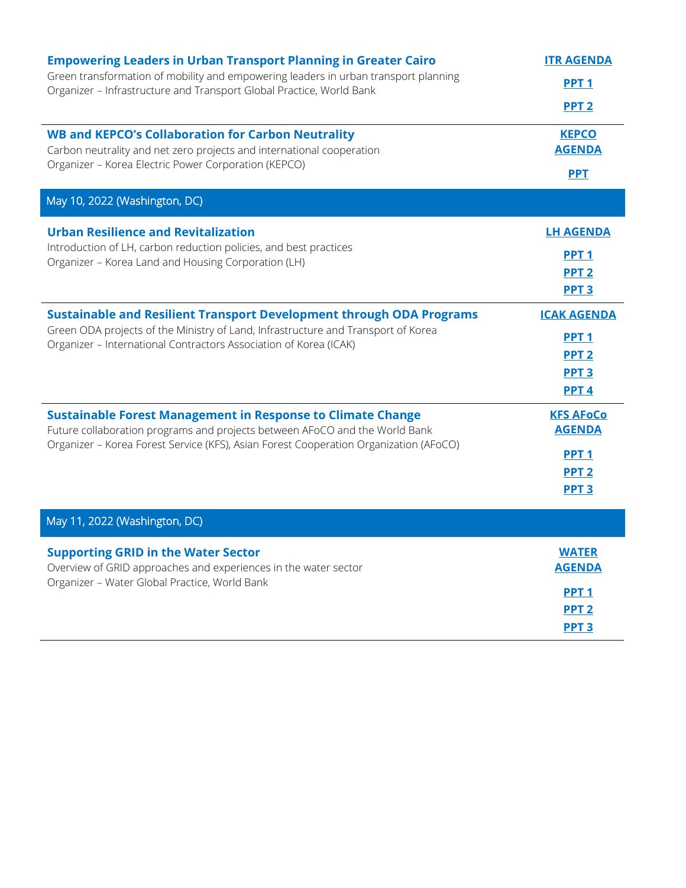### Empowering Leaders in Urban Transport Planning in Greater Cairo

Green transformation of mobility and empowering leaders in urban transport planning
Organizer – Infrastructure and Transport Global Practice, World Bank

**ITR AGENDA**
**PPT 1**
**PPT 2**

### WB and KEPCO's Collaboration for Carbon Neutrality

Carbon neutrality and net zero projects and international cooperation
Organizer – Korea Electric Power Corporation (KEPCO)

**KEPCO AGENDA**
**PPT**

## May 10, 2022 (Washington, DC)

### Urban Resilience and Revitalization

Introduction of LH, carbon reduction policies, and best practices
Organizer – Korea Land and Housing Corporation (LH)

**LH AGENDA**
**PPT 1**
**PPT 2**
**PPT 3**

### Sustainable and Resilient Transport Development through ODA Programs

Green ODA projects of the Ministry of Land, Infrastructure and Transport of Korea
Organizer – International Contractors Association of Korea (ICAK)

**ICAK AGENDA**
**PPT 1**
**PPT 2**
**PPT 3**
**PPT 4**

### Sustainable Forest Management in Response to Climate Change

Future collaboration programs and projects between AFoCO and the World Bank
Organizer – Korea Forest Service (KFS), Asian Forest Cooperation Organization (AFoCO)

**KFS AFoCo AGENDA**
**PPT 1**
**PPT 2**
**PPT 3**

## May 11, 2022 (Washington, DC)

### Supporting GRID in the Water Sector

Overview of GRID approaches and experiences in the water sector
Organizer – Water Global Practice, World Bank

**WATER AGENDA**
**PPT 1**
**PPT 2**
**PPT 3**